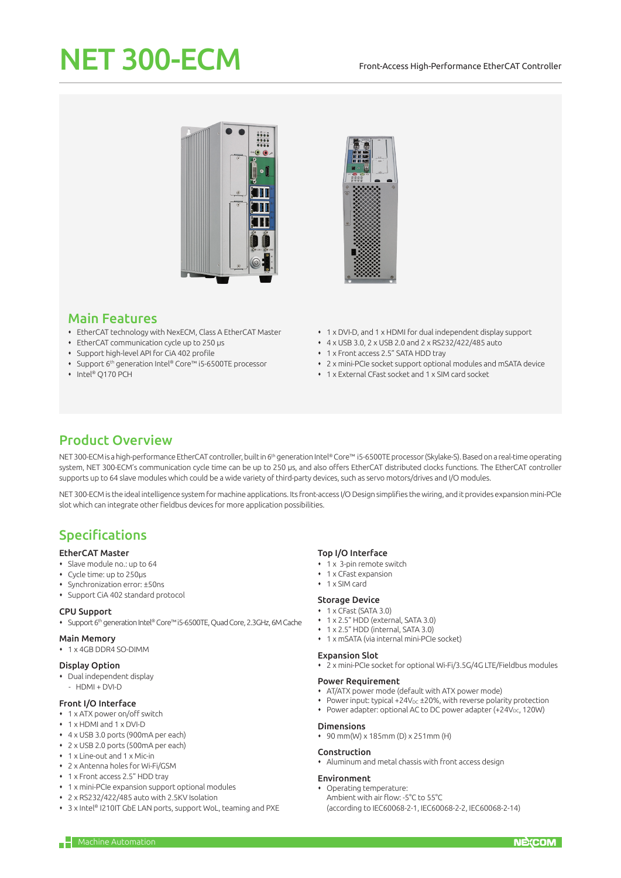# NET 300-ECM

Front-Access High-Performance EtherCAT Controller

## Main Features

- EtherCAT technology with NexECM, Class A EtherCAT Master
- EtherCAT communication cycle up to 250 µs
- Support high-level API for CiA 402 profile
- Support 6th generation Intel® Core™ i5-6500TE processor
- Intel® Q170 PCH
- 1 x DVI-D, and 1 x HDMI for dual independent display support
- 4 x USB 3.0, 2 x USB 2.0 and 2 x RS232/422/485 auto
- 1 x Front access 2.5" SATA HDD tray
- 2 x mini-PCIe socket support optional modules and mSATA device
- 1 x External CFast socket and 1 x SIM card socket

## Product Overview

NET 300-ECM is a high-performance EtherCAT controller, built in 6th generation Intel® Core™ i5-6500TE processor (Skylake-S). Based on a real-time operating system, NET 300-ECM's communication cycle time can be up to 250 µs, and also offers EtherCAT distributed clocks functions. The EtherCAT controller supports up to 64 slave modules which could be a wide variety of third-party devices, such as servo motors/drives and I/O modules.

NET 300-ECM is the ideal intelligence system for machine applications. Its front-access I/O Design simplifies the wiring, and it provides expansion mini-PCIe slot which can integrate other fieldbus devices for more application possibilities.

## Specifications

### EtherCAT Master

- Slave module no.: up to 64
- Cycle time: up to 250µs
- Synchronization error: ±50ns
- Support CiA 402 standard protocol

### CPU Support

- Support 6th generation Intel® Core™ i5-6500TE, Quad Core, 2.3GHz, 6M Cache

### Main Memory

- 1 x 4GB DDR4 SO-DIMM

### Display Option

- Dual independent display
  - HDMI + DVI-D

### Front I/O Interface

- 1 x ATX power on/off switch
- 1 x HDMI and 1 x DVI-D
- 4 x USB 3.0 ports (900mA per each)
- 2 x USB 2.0 ports (500mA per each)
- 1 x Line-out and 1 x Mic-in
- 2 x Antenna holes for Wi-Fi/GSM
- 1 x Front access 2.5" HDD tray
- 1 x mini-PCIe expansion support optional modules
- 2 x RS232/422/485 auto with 2.5KV Isolation
- 3 x Intel® I210IT GbE LAN ports, support WoL, teaming and PXE

### Top I/O Interface

- 1 x 3-pin remote switch
- 1 x CFast expansion
- 1 x SIM card

### Storage Device

- 1 x CFast (SATA 3.0)
- 1 x 2.5" HDD (external, SATA 3.0)
- 1 x 2.5" HDD (internal, SATA 3.0)
- 1 x mSATA (via internal mini-PCIe socket)

### Expansion Slot

- 2 x mini-PCIe socket for optional Wi-Fi/3.5G/4G LTE/Fieldbus modules

### Power Requirement

- AT/ATX power mode (default with ATX power mode)
- Power input: typical +24$V_{DC}$ ±20%, with reverse polarity protection
- Power adapter: optional AC to DC power adapter (+24$V_{DC}$, 120W)

### Dimensions

- 90 mm(W) x 185mm (D) x 251mm (H)

### Construction

- Aluminum and metal chassis with front access design

### Environment

- Operating temperature:
  Ambient with air flow: -5°C to 55°C
  (according to IEC60068-2-1, IEC60068-2-2, IEC60068-2-14)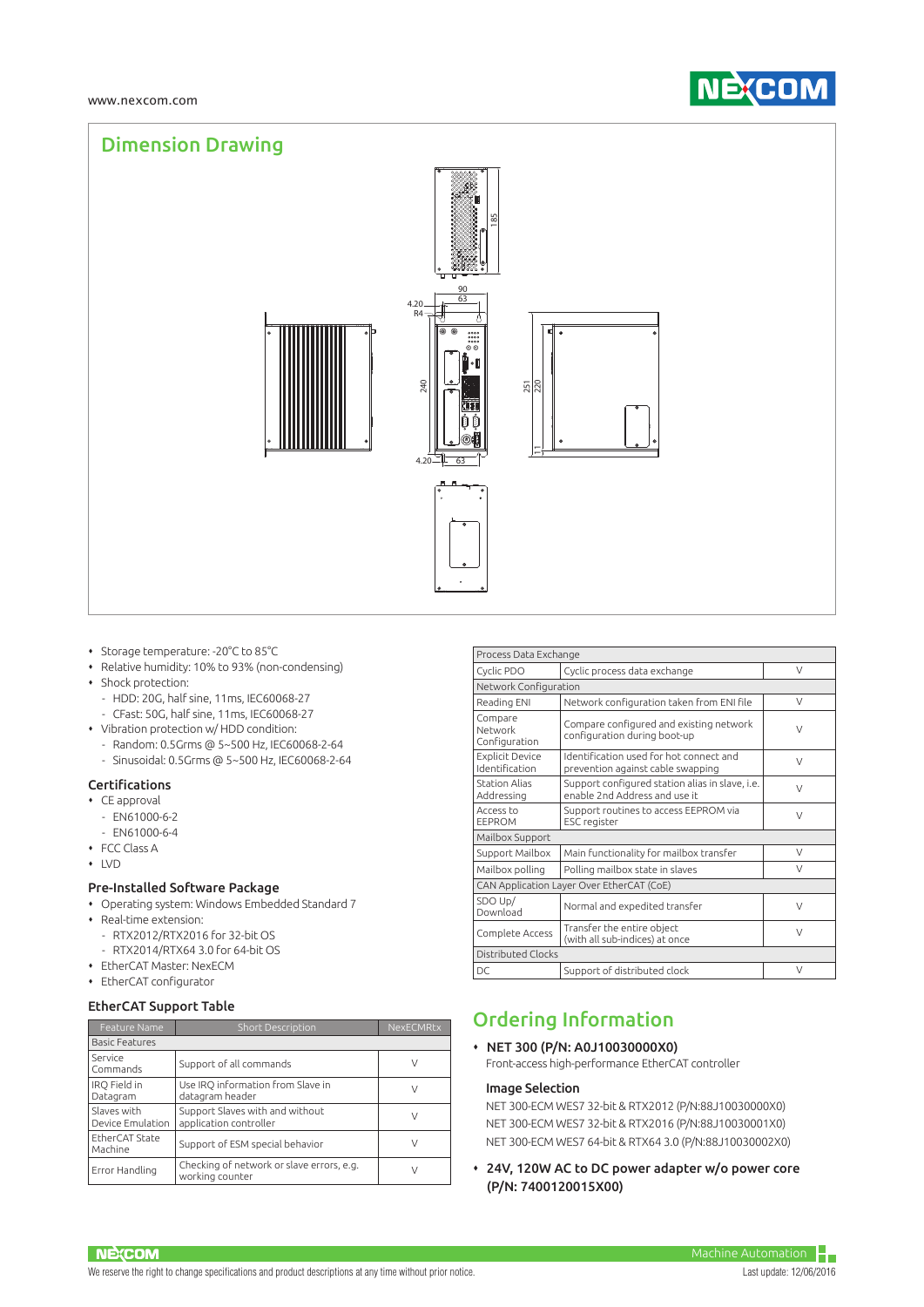## Dimension Drawing

185

90
63
4.20
R4

240

4.20
63

251
220
11

- Storage temperature: -20°C to 85°C
- Relative humidity: 10% to 93% (non-condensing)
- Shock protection:
  - HDD: 20G, half sine, 11ms, IEC60068-27
  - CFast: 50G, half sine, 11ms, IEC60068-27
- Vibration protection w/ HDD condition:
  - Random: 0.5Grms @ 5~500 Hz, IEC60068-2-64
  - Sinusoidal: 0.5Grms @ 5~500 Hz, IEC60068-2-64

### Certifications

- CE approval
  - EN61000-6-2
  - EN61000-6-4
- FCC Class A
- LVD

### Pre-Installed Software Package

- Operating system: Windows Embedded Standard 7
- Real-time extension:
  - RTX2012/RTX2016 for 32-bit OS
  - RTX2014/RTX64 3.0 for 64-bit OS
- EtherCAT Master: NexECM
- EtherCAT configurator

### EtherCAT Support Table

| Feature Name | Short Description | NexECMRtx |
|---|---|---|
| Basic Features | | |
| Service Commands | Support of all commands | V |
| IRQ Field in Datagram | Use IRQ information from Slave in datagram header | V |
| Slaves with Device Emulation | Support Slaves with and without application controller | V |
| EtherCAT State Machine | Support of ESM special behavior | V |
| Error Handling | Checking of network or slave errors, e.g. working counter | V |
| Process Data Exchange | | |
| Cyclic PDO | Cyclic process data exchange | V |
| Network Configuration | | |
| Reading ENI | Network configuration taken from ENI file | V |
| Compare Network Configuration | Compare configured and existing network configuration during boot-up | V |
| Explicit Device Identification | Identification used for hot connect and prevention against cable swapping | V |
| Station Alias Addressing | Support configured station alias in slave, i.e. enable 2nd Address and use it | V |
| Access to EEPROM | Support routines to access EEPROM via ESC register | V |
| Mailbox Support | | |
| Support Mailbox | Main functionality for mailbox transfer | V |
| Mailbox polling | Polling mailbox state in slaves | V |
| CAN Application Layer Over EtherCAT (CoE) | | |
| SDO Up/ Download | Normal and expedited transfer | V |
| Complete Access | Transfer the entire object (with all sub-indices) at once | V |
| Distributed Clocks | | |
| DC | Support of distributed clock | V |

## Ordering Information

- **NET 300 (P/N: A0J10030000X0)**
  Front-access high-performance EtherCAT controller

  **Image Selection**

  NET 300-ECM WES7 32-bit & RTX2012 (P/N:88J10030000X0)
  NET 300-ECM WES7 32-bit & RTX2016 (P/N:88J10030001X0)
  NET 300-ECM WES7 64-bit & RTX64 3.0 (P/N:88J10030002X0)

- **24V, 120W AC to DC power adapter w/o power core (P/N: 7400120015X00)**

We reserve the right to change specifications and product descriptions at any time without prior notice.

Last update: 12/06/2016